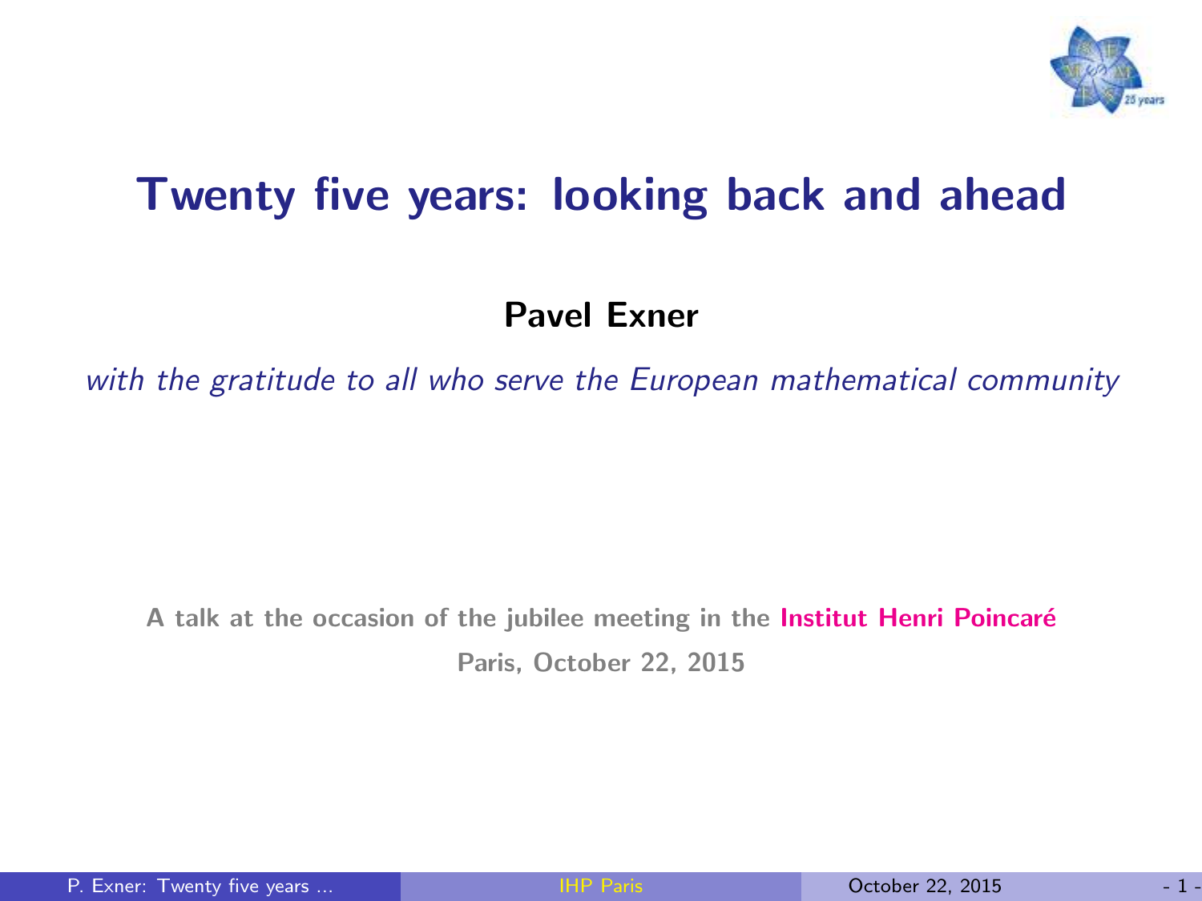# Twenty five years: looking back and ahead

**Pavel Exner**

*with the gratitude to all who serve the European mathematical community*

**A talk at the occasion of the jubilee meeting in the Institut Henri Poincaré**

**Paris, October 22, 2015**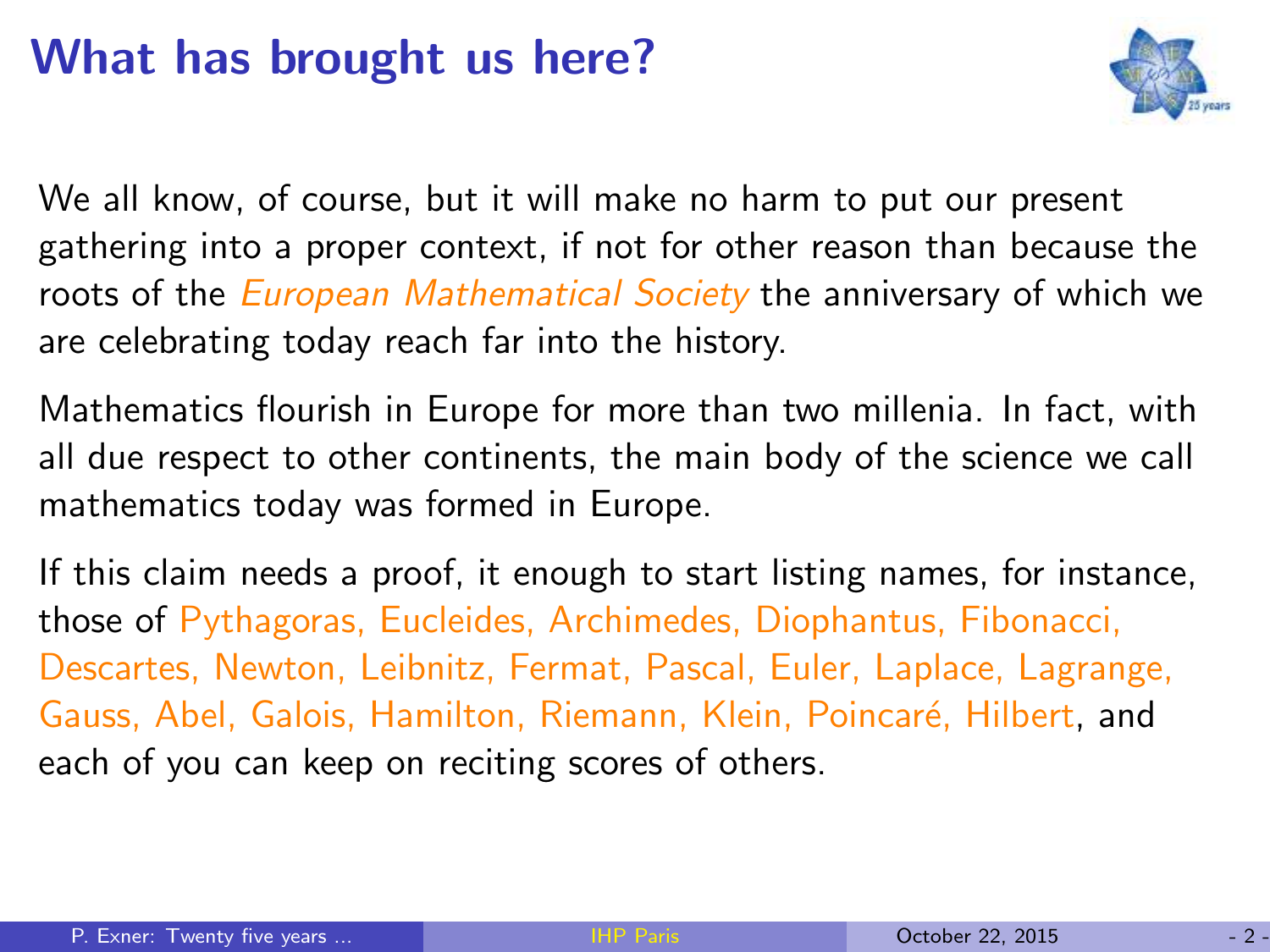# What has brought us here?

We all know, of course, but it will make no harm to put our present gathering into a proper context, if not for other reason than because the roots of the *European Mathematical Society* the anniversary of which we are celebrating today reach far into the history.

Mathematics flourish in Europe for more than two millenia. In fact, with all due respect to other continents, the main body of the science we call mathematics today was formed in Europe.

If this claim needs a proof, it enough to start listing names, for instance, those of Pythagoras, Eucleides, Archimedes, Diophantus, Fibonacci, Descartes, Newton, Leibnitz, Fermat, Pascal, Euler, Laplace, Lagrange, Gauss, Abel, Galois, Hamilton, Riemann, Klein, Poincaré, Hilbert, and each of you can keep on reciting scores of others.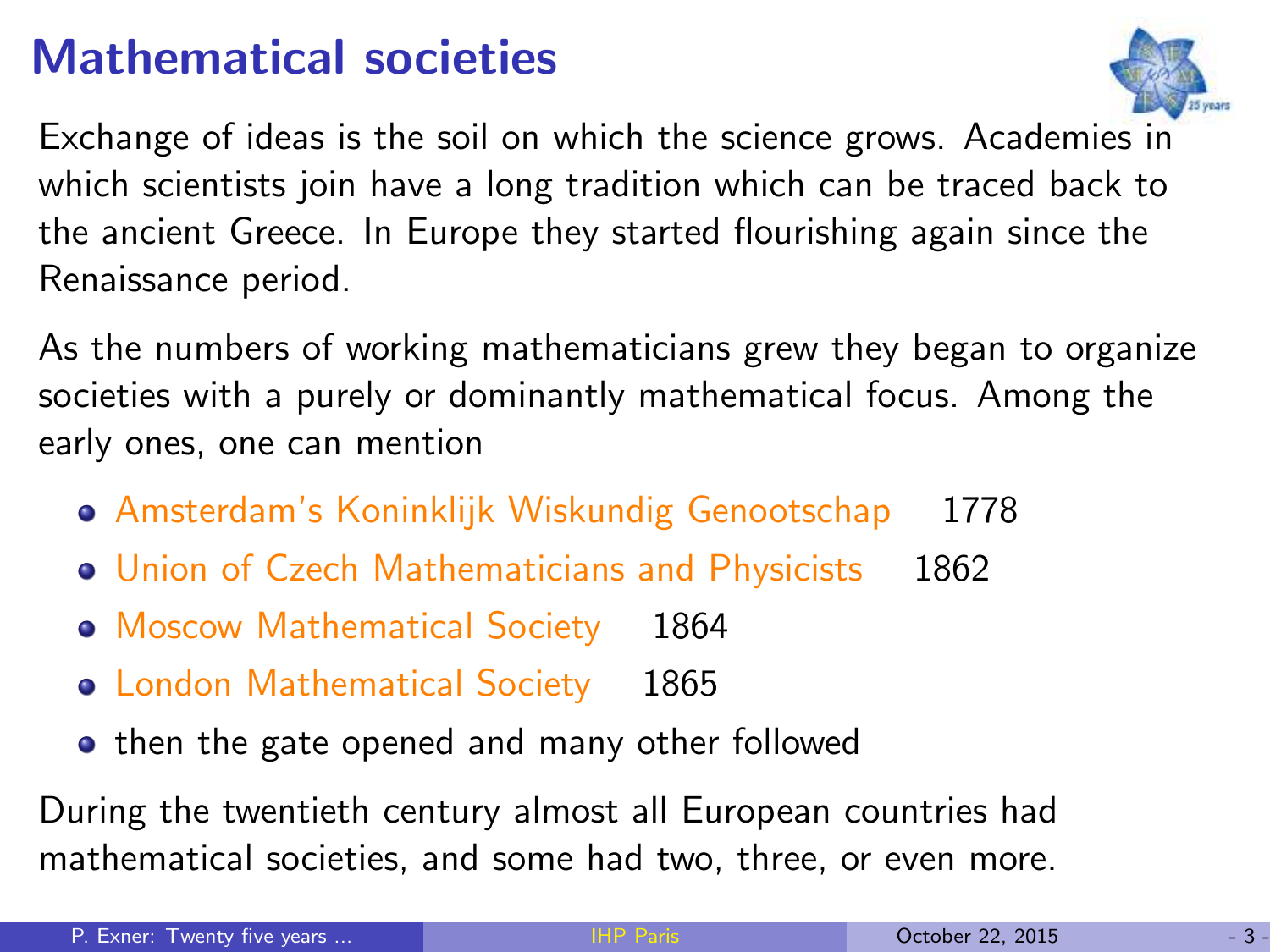# Mathematical societies

Exchange of ideas is the soil on which the science grows. Academies in which scientists join have a long tradition which can be traced back to the ancient Greece. In Europe they started flourishing again since the Renaissance period.

As the numbers of working mathematicians grew they began to organize societies with a purely or dominantly mathematical focus. Among the early ones, one can mention

- Amsterdam's Koninklijk Wiskundig Genootschap 1778
- Union of Czech Mathematicians and Physicists 1862
- Moscow Mathematical Society 1864
- London Mathematical Society 1865
- then the gate opened and many other followed

During the twentieth century almost all European countries had mathematical societies, and some had two, three, or even more.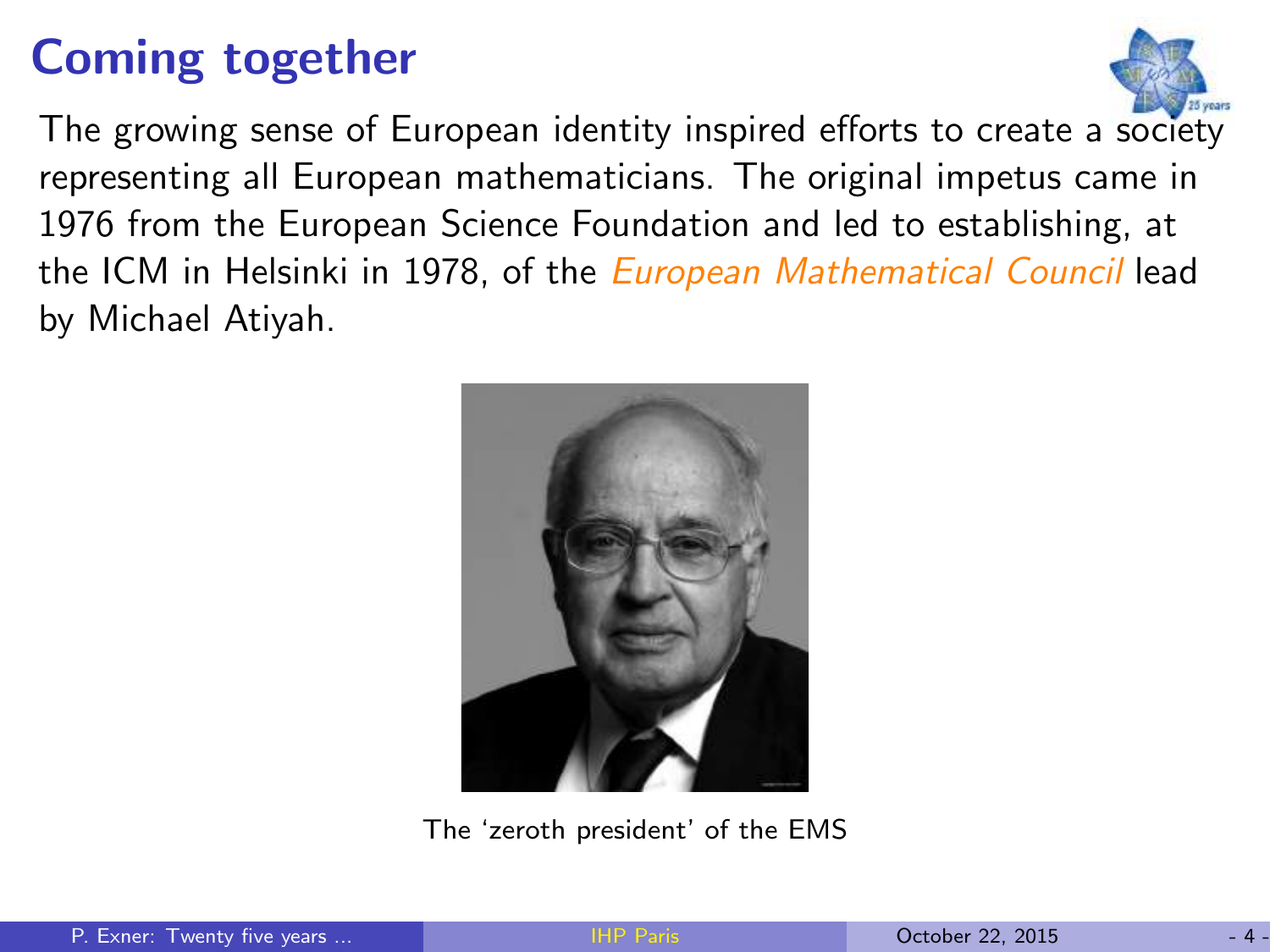# Coming together

The growing sense of European identity inspired efforts to create a society representing all European mathematicians. The original impetus came in 1976 from the European Science Foundation and led to establishing, at the ICM in Helsinki in 1978, of the *European Mathematical Council* lead by Michael Atiyah.

The 'zeroth president' of the EMS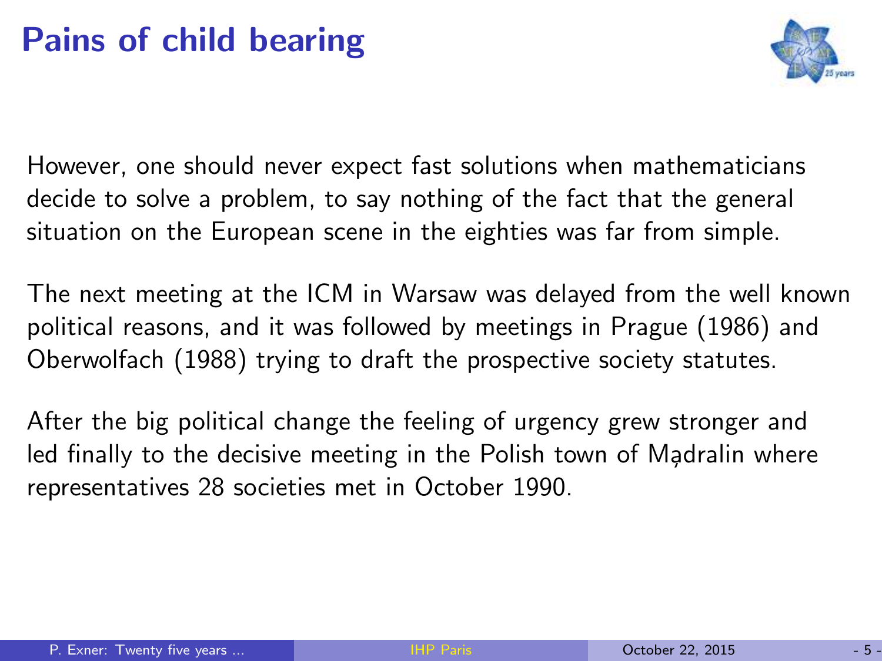# Pains of child bearing

However, one should never expect fast solutions when mathematicians decide to solve a problem, to say nothing of the fact that the general situation on the European scene in the eighties was far from simple.

The next meeting at the ICM in Warsaw was delayed from the well known political reasons, and it was followed by meetings in Prague (1986) and Oberwolfach (1988) trying to draft the prospective society statutes.

After the big political change the feeling of urgency grew stronger and led finally to the decisive meeting in the Polish town of Mądralin where representatives 28 societies met in October 1990.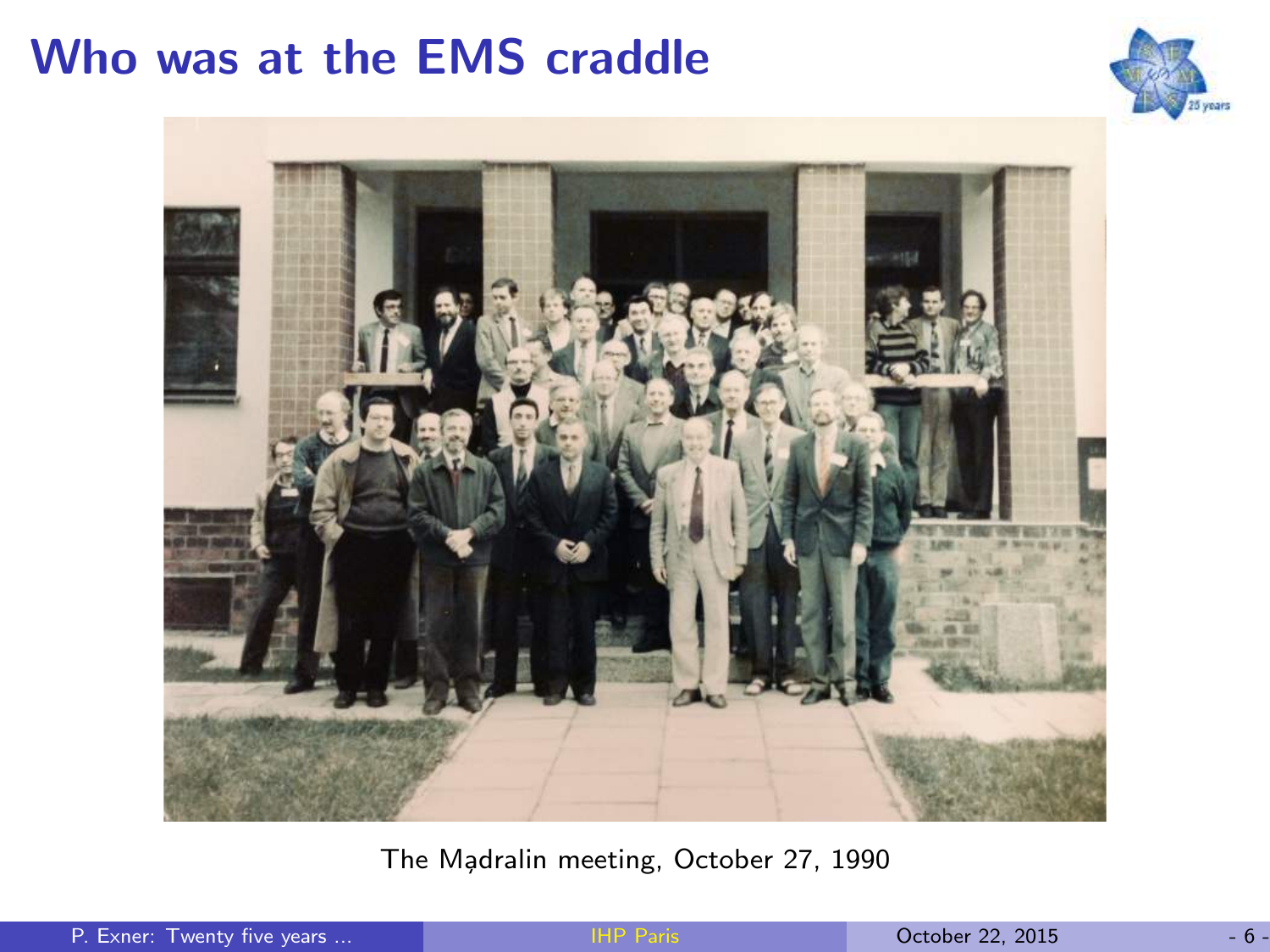# Who was at the EMS craddle

The Mądralin meeting, October 27, 1990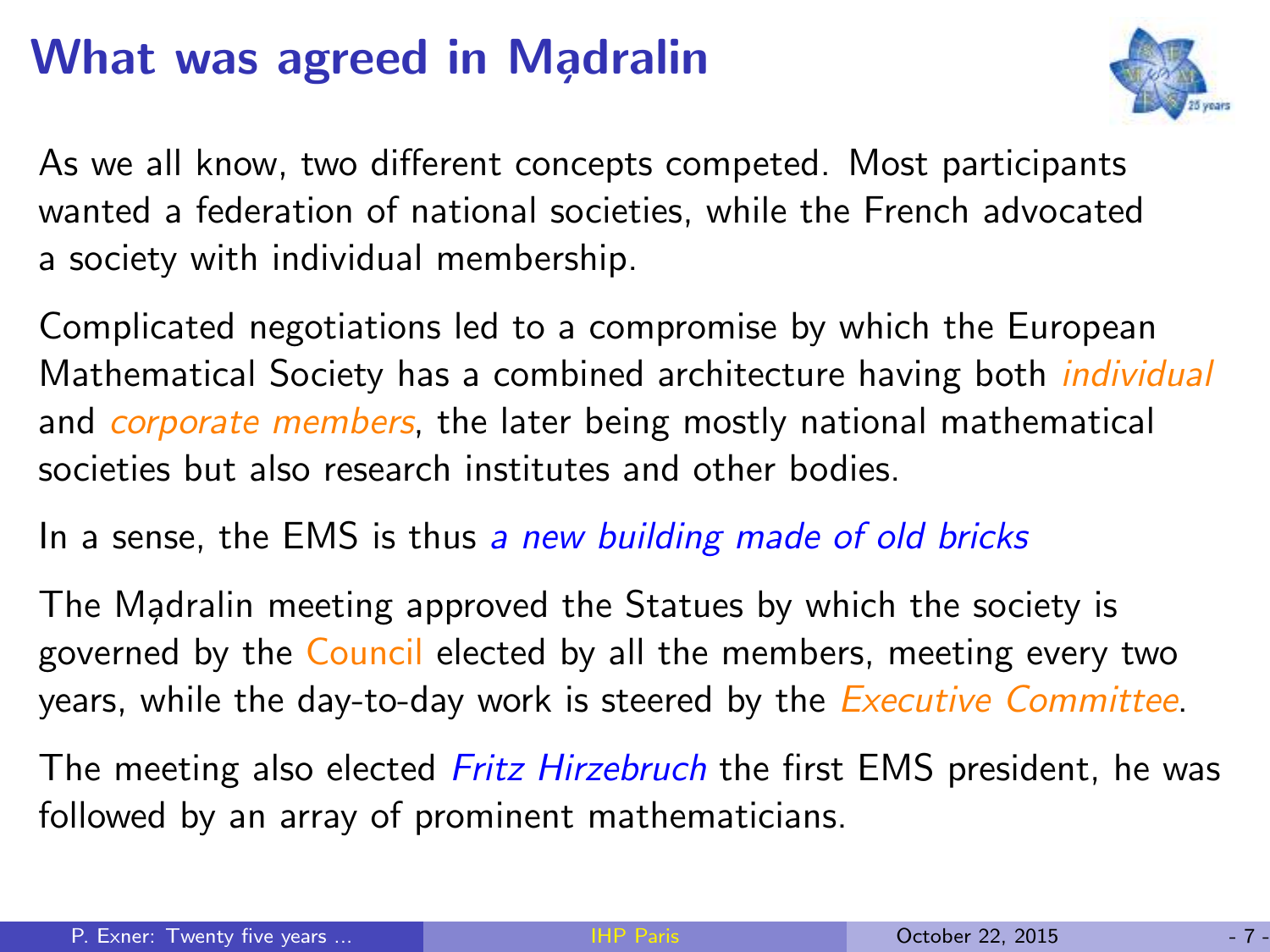# What was agreed in Mądralin

As we all know, two different concepts competed. Most participants wanted a federation of national societies, while the French advocated a society with individual membership.

Complicated negotiations led to a compromise by which the European Mathematical Society has a combined architecture having both *individual* and *corporate members*, the later being mostly national mathematical societies but also research institutes and other bodies.

In a sense, the EMS is thus *a new building made of old bricks*

The Mądralin meeting approved the Statues by which the society is governed by the Council elected by all the members, meeting every two years, while the day-to-day work is steered by the *Executive Committee*.

The meeting also elected *Fritz Hirzebruch* the first EMS president, he was followed by an array of prominent mathematicians.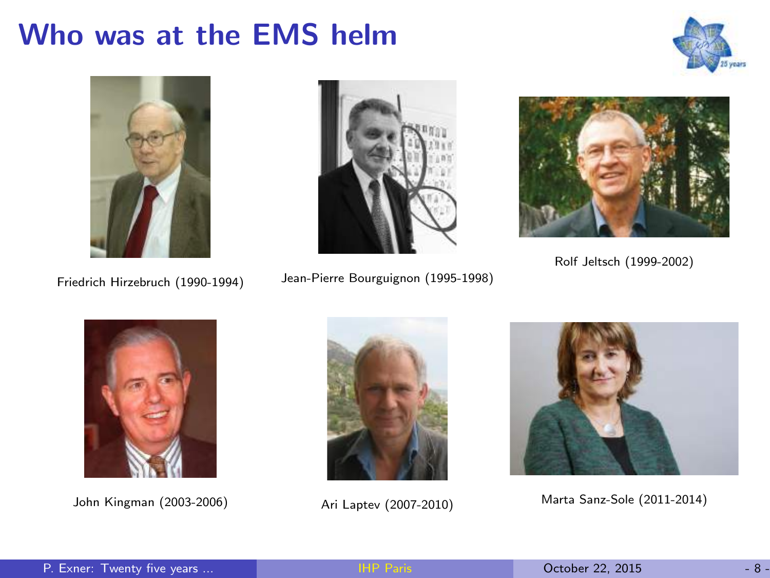# Who was at the EMS helm

Friedrich Hirzebruch (1990-1994)

Jean-Pierre Bourguignon (1995-1998)

Rolf Jeltsch (1999-2002)

John Kingman (2003-2006)

Ari Laptev (2007-2010)

Marta Sanz-Sole (2011-2014)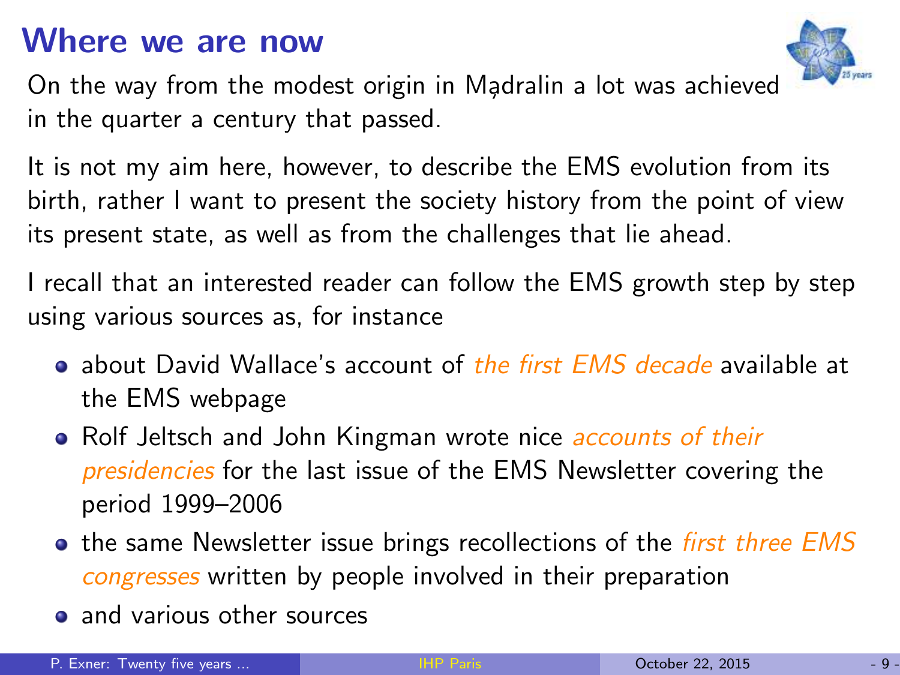# Where we are now

On the way from the modest origin in Mądralin a lot was achieved in the quarter a century that passed.

It is not my aim here, however, to describe the EMS evolution from its birth, rather I want to present the society history from the point of view its present state, as well as from the challenges that lie ahead.

I recall that an interested reader can follow the EMS growth step by step using various sources as, for instance

- about David Wallace's account of *the first EMS decade* available at the EMS webpage
- Rolf Jeltsch and John Kingman wrote nice *accounts of their presidencies* for the last issue of the EMS Newsletter covering the period 1999–2006
- the same Newsletter issue brings recollections of the *first three EMS congresses* written by people involved in their preparation
- and various other sources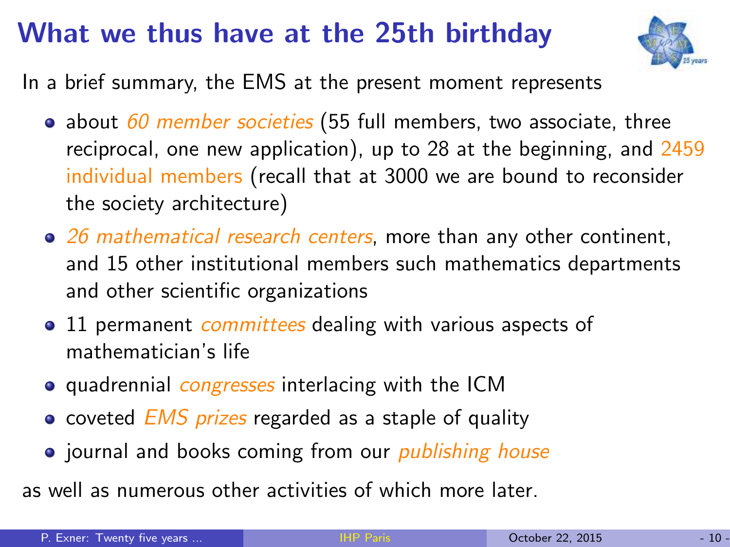# What we thus have at the 25th birthday

In a brief summary, the EMS at the present moment represents

- about *60 member societies* (55 full members, two associate, three reciprocal, one new application), up to 28 at the beginning, and 2459 individual members (recall that at 3000 we are bound to reconsider the society architecture)
- *26 mathematical research centers*, more than any other continent, and 15 other institutional members such mathematics departments and other scientific organizations
- 11 permanent *committees* dealing with various aspects of mathematician's life
- quadrennial *congresses* interlacing with the ICM
- coveted *EMS prizes* regarded as a staple of quality
- journal and books coming from our *publishing house*

as well as numerous other activities of which more later.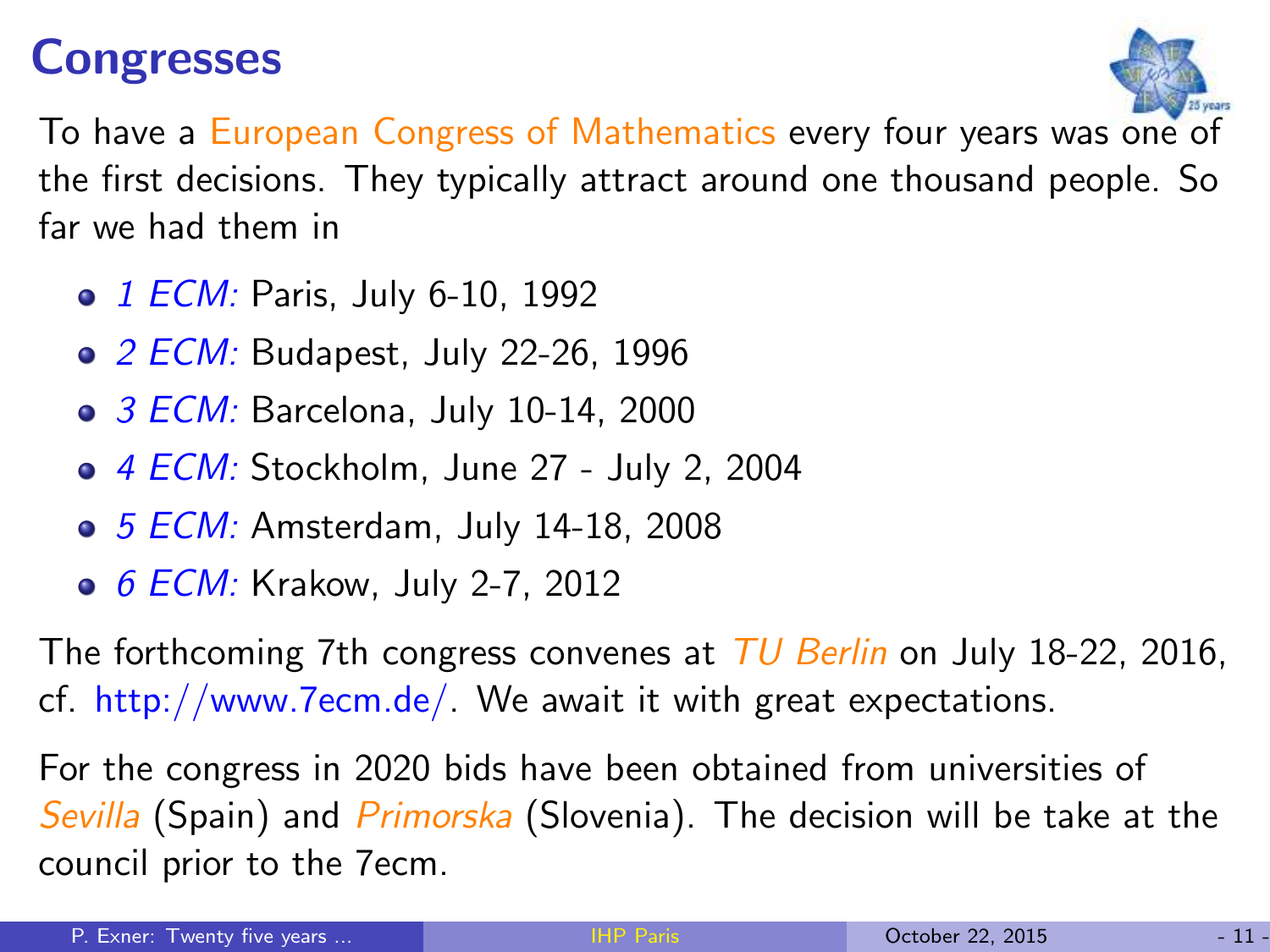# Congresses

To have a European Congress of Mathematics every four years was one of the first decisions. They typically attract around one thousand people. So far we had them in

- *1 ECM:* Paris, July 6-10, 1992
- *2 ECM:* Budapest, July 22-26, 1996
- *3 ECM:* Barcelona, July 10-14, 2000
- *4 ECM:* Stockholm, June 27 - July 2, 2004
- *5 ECM:* Amsterdam, July 14-18, 2008
- *6 ECM:* Krakow, July 2-7, 2012

The forthcoming 7th congress convenes at *TU Berlin* on July 18-22, 2016, cf. http://www.7ecm.de/. We await it with great expectations.

For the congress in 2020 bids have been obtained from universities of *Sevilla* (Spain) and *Primorska* (Slovenia). The decision will be take at the council prior to the 7ecm.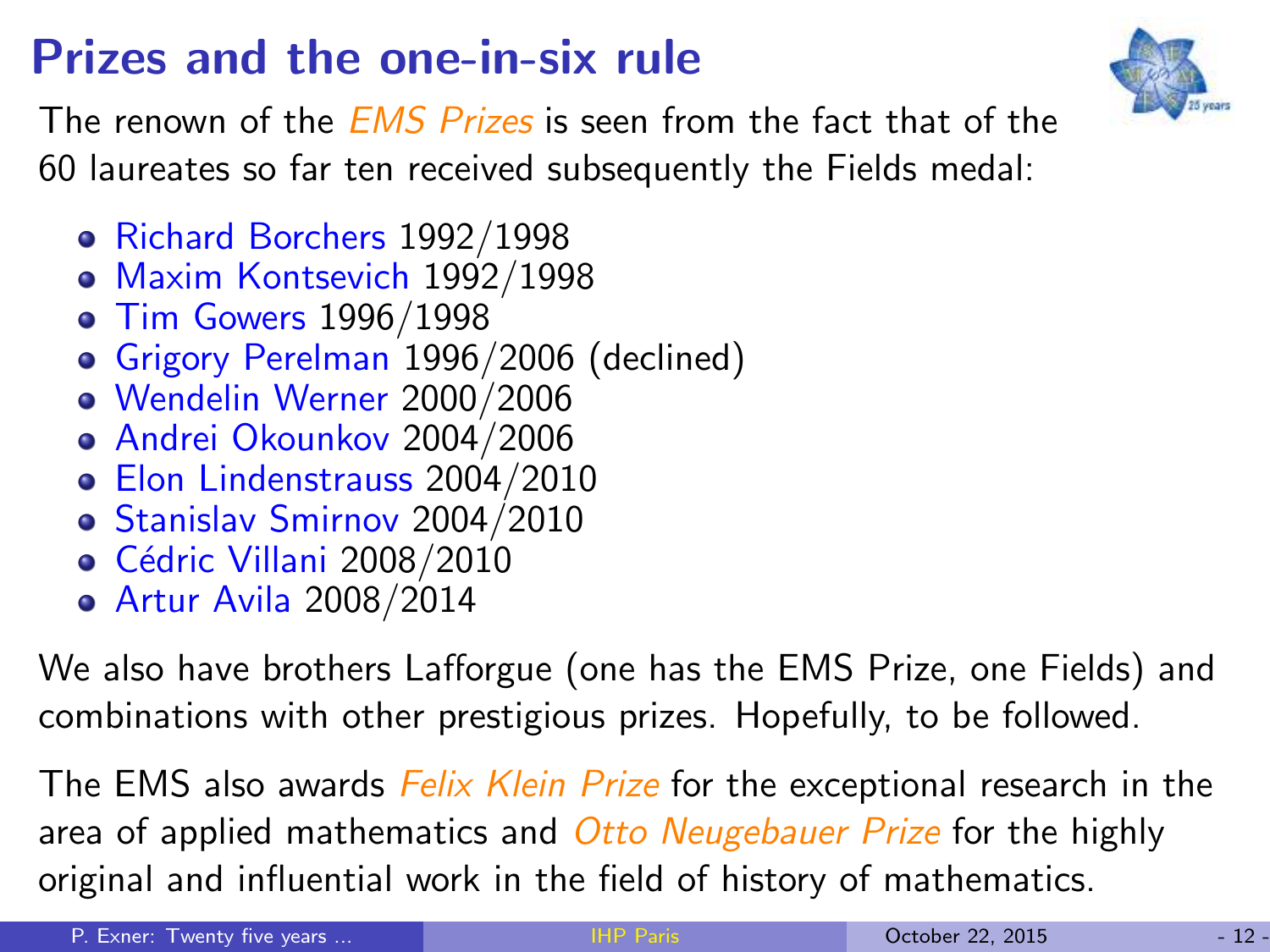# Prizes and the one-in-six rule

The renown of the *EMS Prizes* is seen from the fact that of the 60 laureates so far ten received subsequently the Fields medal:

- Richard Borchers 1992/1998
- Maxim Kontsevich 1992/1998
- Tim Gowers 1996/1998
- Grigory Perelman 1996/2006 (declined)
- Wendelin Werner 2000/2006
- Andrei Okounkov 2004/2006
- Elon Lindenstrauss 2004/2010
- Stanislav Smirnov 2004/2010
- Cédric Villani 2008/2010
- Artur Avila 2008/2014

We also have brothers Lafforgue (one has the EMS Prize, one Fields) and combinations with other prestigious prizes. Hopefully, to be followed.

The EMS also awards *Felix Klein Prize* for the exceptional research in the area of applied mathematics and *Otto Neugebauer Prize* for the highly original and influential work in the field of history of mathematics.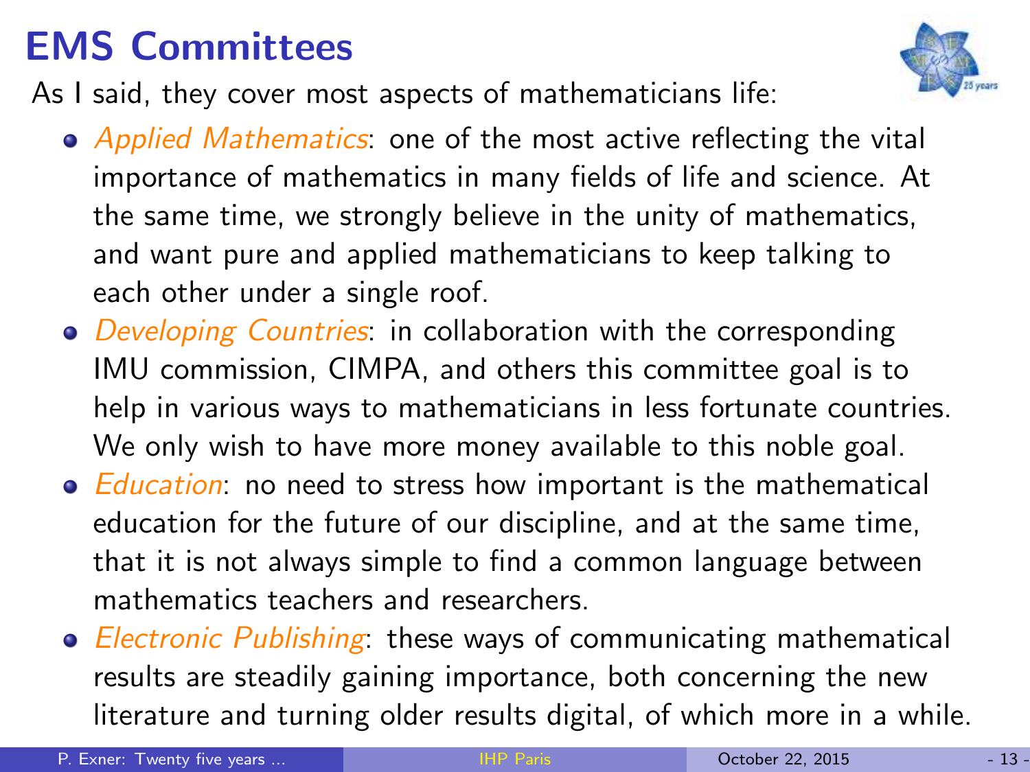# EMS Committees

As I said, they cover most aspects of mathematicians life:

- *Applied Mathematics*: one of the most active reflecting the vital importance of mathematics in many fields of life and science. At the same time, we strongly believe in the unity of mathematics, and want pure and applied mathematicians to keep talking to each other under a single roof.
- *Developing Countries*: in collaboration with the corresponding IMU commission, CIMPA, and others this committee goal is to help in various ways to mathematicians in less fortunate countries. We only wish to have more money available to this noble goal.
- *Education*: no need to stress how important is the mathematical education for the future of our discipline, and at the same time, that it is not always simple to find a common language between mathematics teachers and researchers.
- *Electronic Publishing*: these ways of communicating mathematical results are steadily gaining importance, both concerning the new literature and turning older results digital, of which more in a while.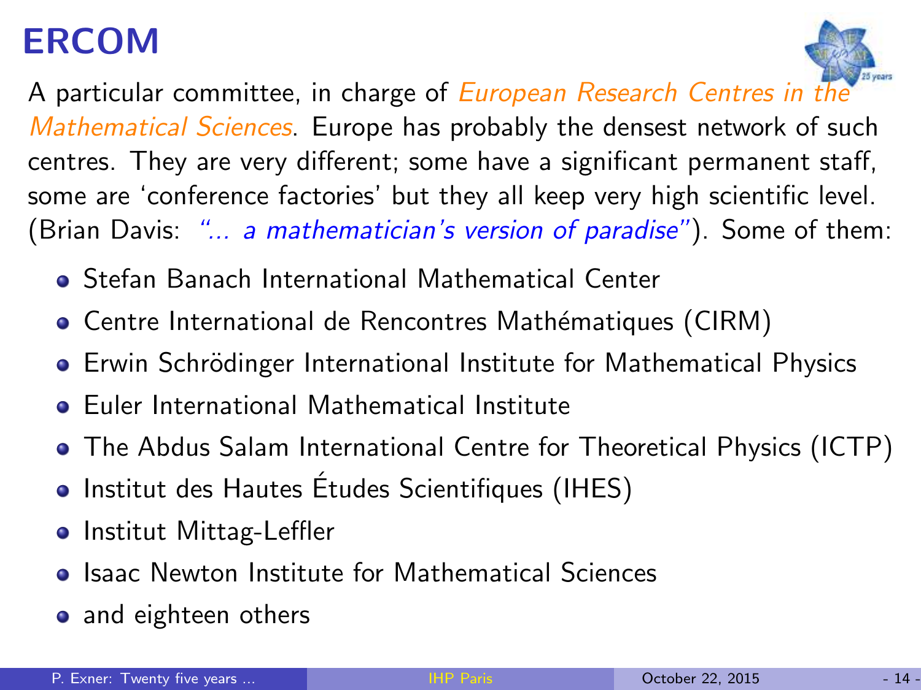# ERCOM

A particular committee, in charge of *European Research Centres in the Mathematical Sciences*. Europe has probably the densest network of such centres. They are very different; some have a significant permanent staff, some are 'conference factories' but they all keep very high scientific level. (Brian Davis: *"... a mathematician's version of paradise"*). Some of them:

- Stefan Banach International Mathematical Center
- Centre International de Rencontres Mathématiques (CIRM)
- Erwin Schrödinger International Institute for Mathematical Physics
- Euler International Mathematical Institute
- The Abdus Salam International Centre for Theoretical Physics (ICTP)
- Institut des Hautes Études Scientifiques (IHES)
- Institut Mittag-Leffler
- Isaac Newton Institute for Mathematical Sciences
- and eighteen others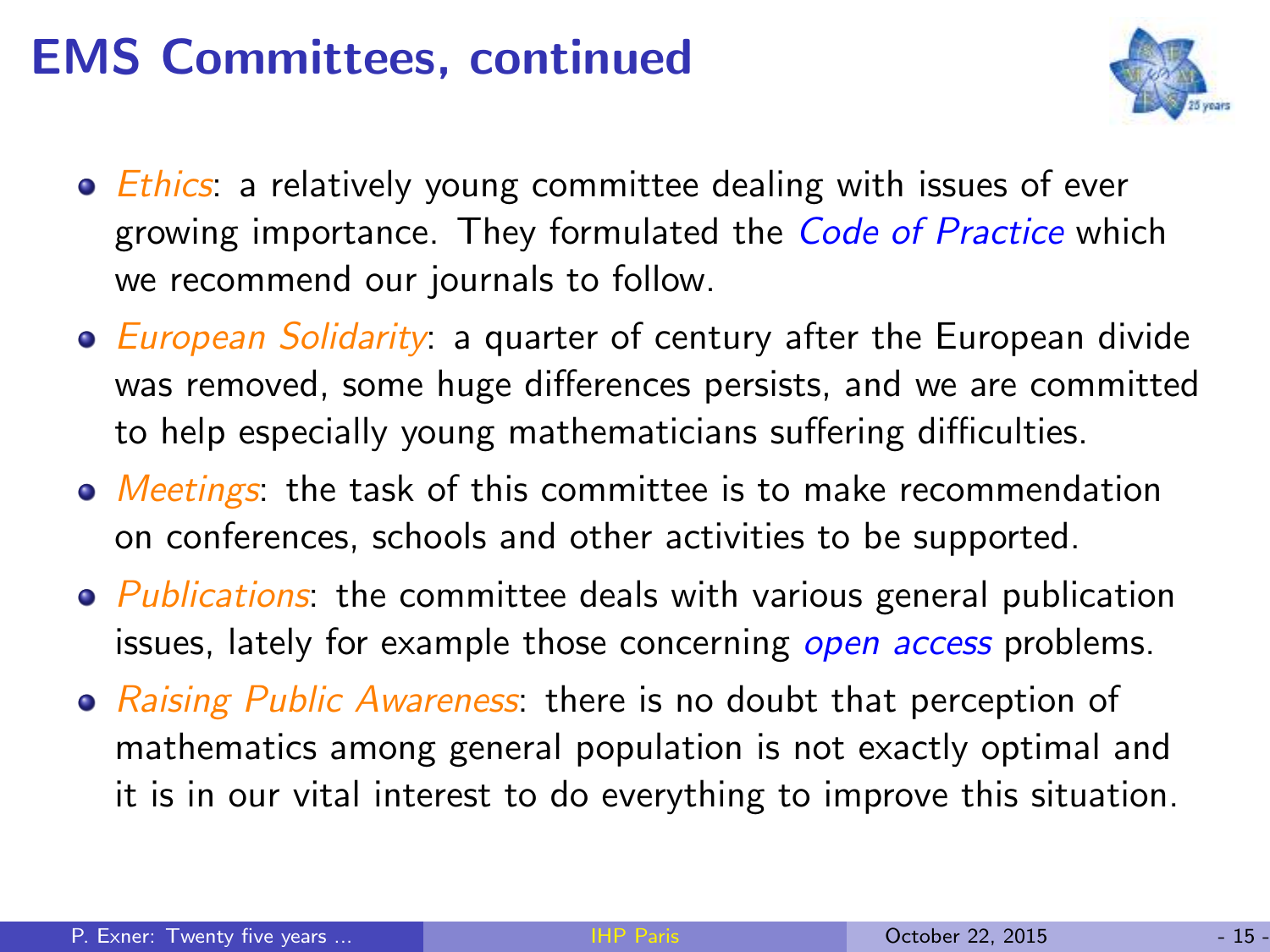# EMS Committees, continued

- *Ethics*: a relatively young committee dealing with issues of ever growing importance. They formulated the *Code of Practice* which we recommend our journals to follow.
- *European Solidarity*: a quarter of century after the European divide was removed, some huge differences persists, and we are committed to help especially young mathematicians suffering difficulties.
- *Meetings*: the task of this committee is to make recommendation on conferences, schools and other activities to be supported.
- *Publications*: the committee deals with various general publication issues, lately for example those concerning *open access* problems.
- *Raising Public Awareness*: there is no doubt that perception of mathematics among general population is not exactly optimal and it is in our vital interest to do everything to improve this situation.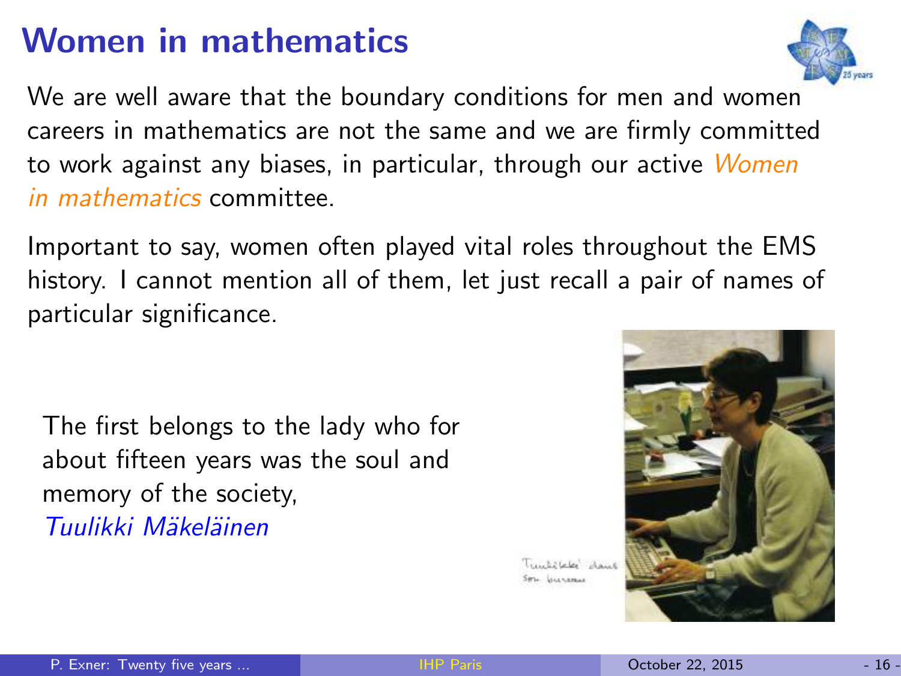# Women in mathematics

We are well aware that the boundary conditions for men and women careers in mathematics are not the same and we are firmly committed to work against any biases, in particular, through our active *Women in mathematics* committee.

Important to say, women often played vital roles throughout the EMS history. I cannot mention all of them, let just recall a pair of names of particular significance.

The first belongs to the lady who for about fifteen years was the soul and memory of the society, *Tuulikki Mäkeläinen*

Tuulikki dans son bureau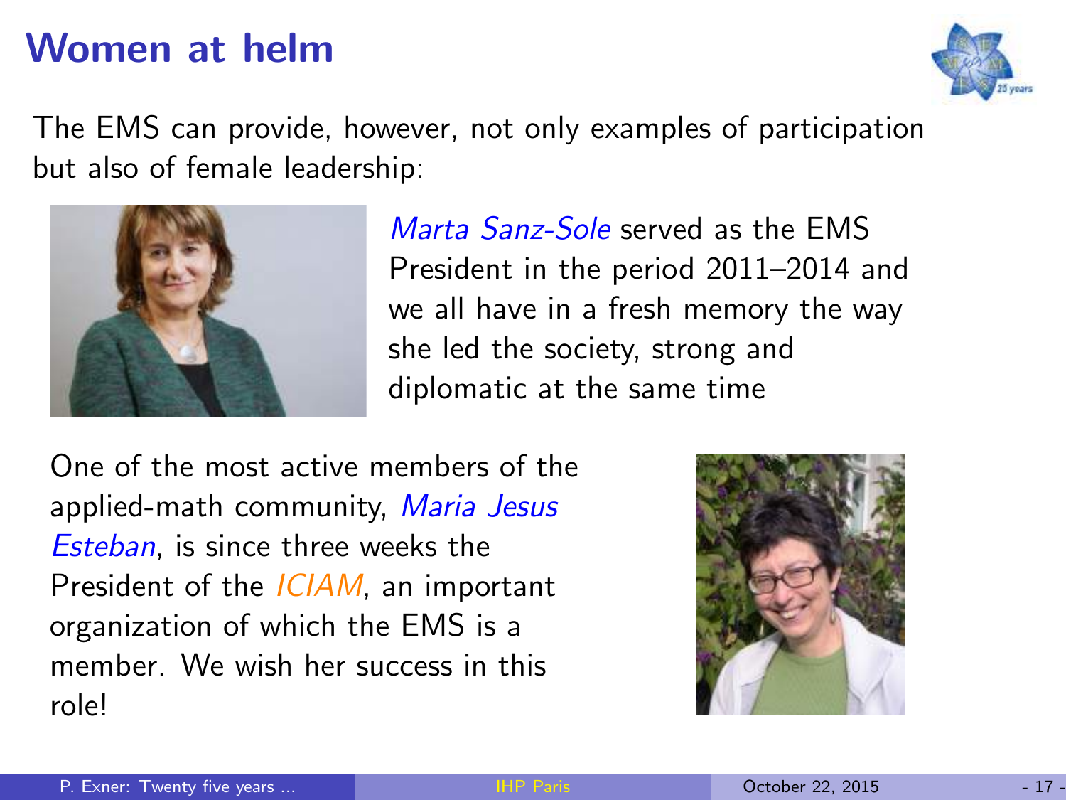# Women at helm

The EMS can provide, however, not only examples of participation but also of female leadership:

*Marta Sanz-Sole* served as the EMS President in the period 2011–2014 and we all have in a fresh memory the way she led the society, strong and diplomatic at the same time

One of the most active members of the applied-math community, *Maria Jesus Esteban*, is since three weeks the President of the *ICIAM*, an important organization of which the EMS is a member. We wish her success in this role!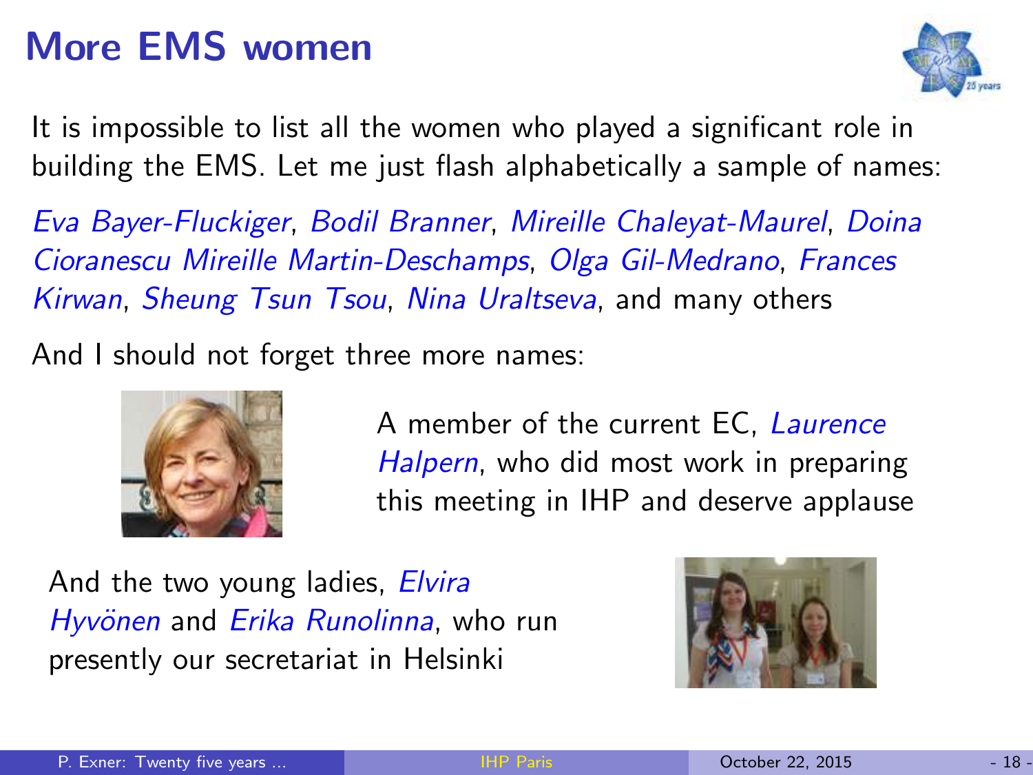# More EMS women

It is impossible to list all the women who played a significant role in building the EMS. Let me just flash alphabetically a sample of names:

*Eva Bayer-Fluckiger*, *Bodil Branner*, *Mireille Chaleyat-Maurel*, *Doina Cioranescu Mireille Martin-Deschamps*, *Olga Gil-Medrano*, *Frances Kirwan*, *Sheung Tsun Tsou*, *Nina Uraltseva*, and many others

And I should not forget three more names:

A member of the current EC, *Laurence Halpern*, who did most work in preparing this meeting in IHP and deserve applause

And the two young ladies, *Elvira Hyvönen* and *Erika Runolinna*, who run presently our secretariat in Helsinki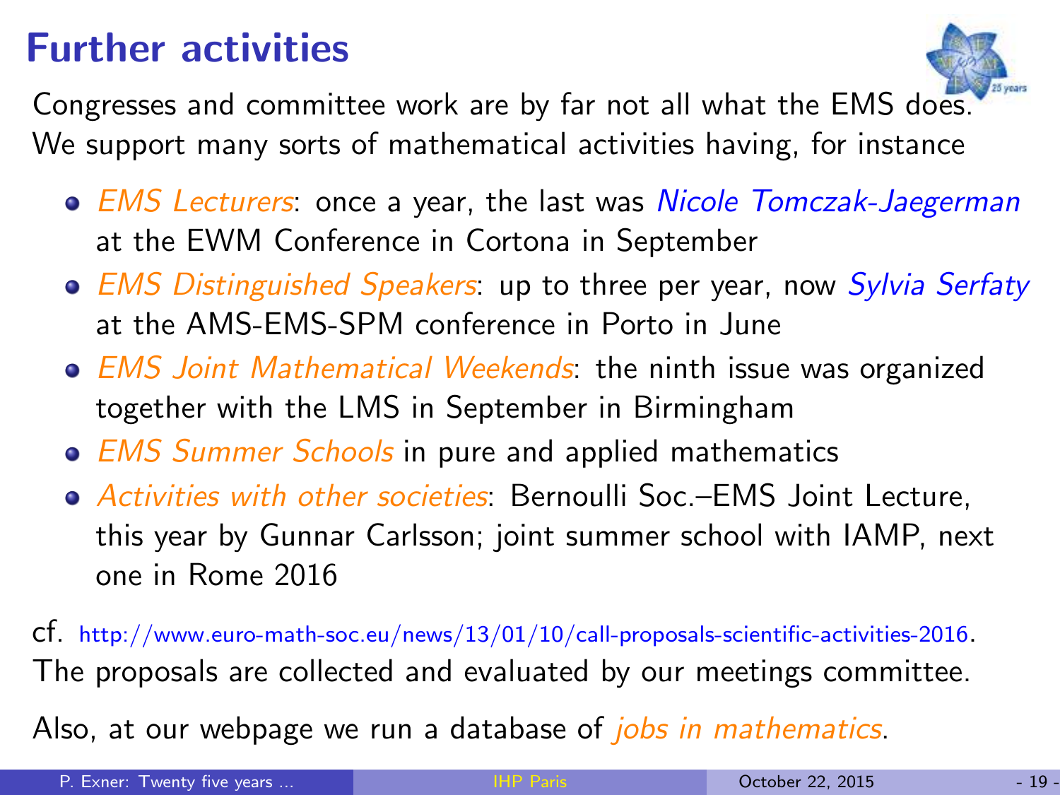# Further activities

Congresses and committee work are by far not all what the EMS does. We support many sorts of mathematical activities having, for instance

- *EMS Lecturers*: once a year, the last was *Nicole Tomczak-Jaegerman* at the EWM Conference in Cortona in September
- *EMS Distinguished Speakers*: up to three per year, now *Sylvia Serfaty* at the AMS-EMS-SPM conference in Porto in June
- *EMS Joint Mathematical Weekends*: the ninth issue was organized together with the LMS in September in Birmingham
- *EMS Summer Schools* in pure and applied mathematics
- *Activities with other societies*: Bernoulli Soc.–EMS Joint Lecture, this year by Gunnar Carlsson; joint summer school with IAMP, next one in Rome 2016

cf. http://www.euro-math-soc.eu/news/13/01/10/call-proposals-scientific-activities-2016. The proposals are collected and evaluated by our meetings committee.

Also, at our webpage we run a database of *jobs in mathematics*.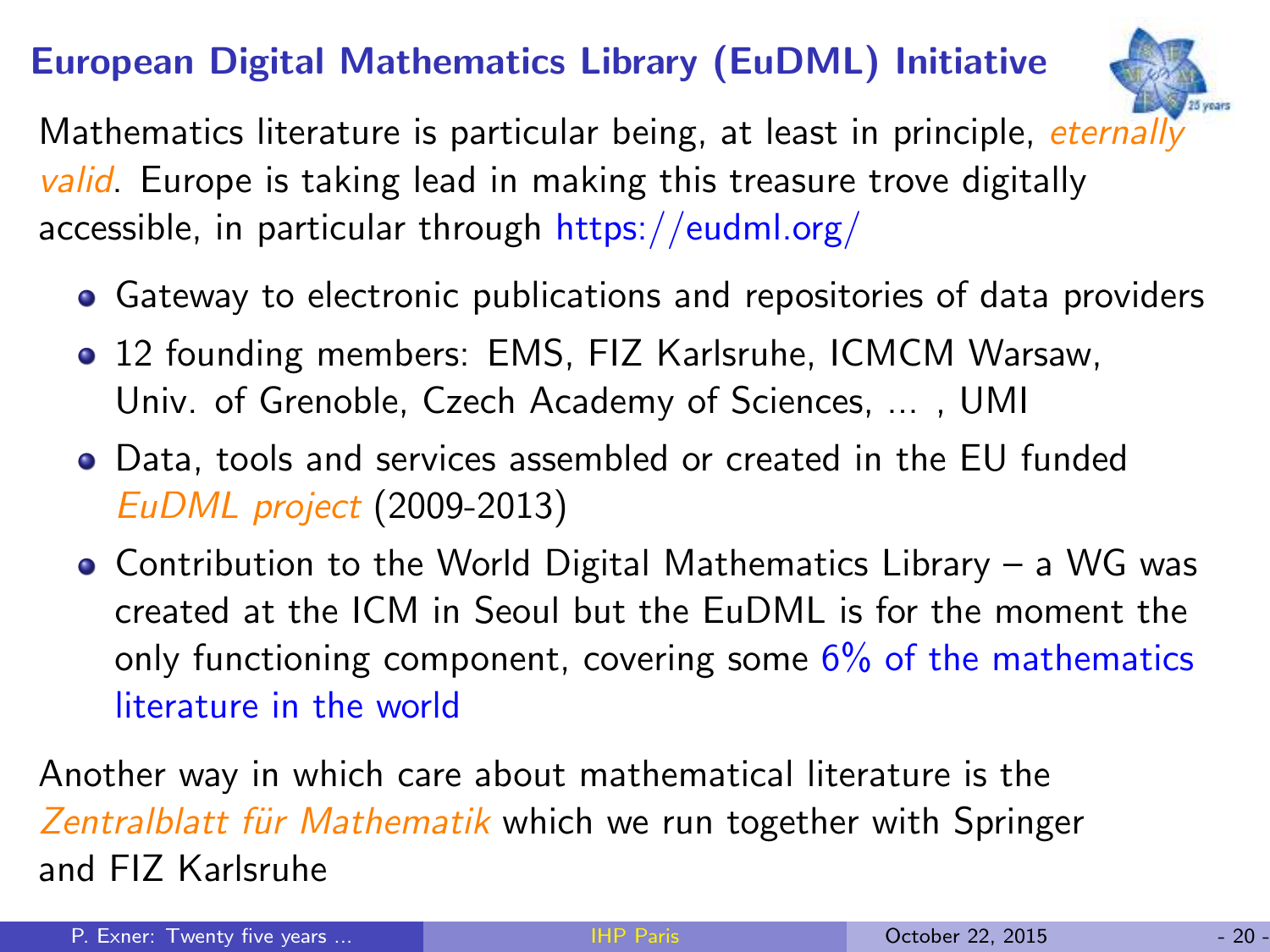## European Digital Mathematics Library (EuDML) Initiative

Mathematics literature is particular being, at least in principle, *eternally valid*. Europe is taking lead in making this treasure trove digitally accessible, in particular through https://eudml.org/

- Gateway to electronic publications and repositories of data providers
- 12 founding members: EMS, FIZ Karlsruhe, ICMCM Warsaw, Univ. of Grenoble, Czech Academy of Sciences, ... , UMI
- Data, tools and services assembled or created in the EU funded *EuDML project* (2009-2013)
- Contribution to the World Digital Mathematics Library – a WG was created at the ICM in Seoul but the EuDML is for the moment the only functioning component, covering some 6% of the mathematics literature in the world

Another way in which care about mathematical literature is the *Zentralblatt für Mathematik* which we run together with Springer and FIZ Karlsruhe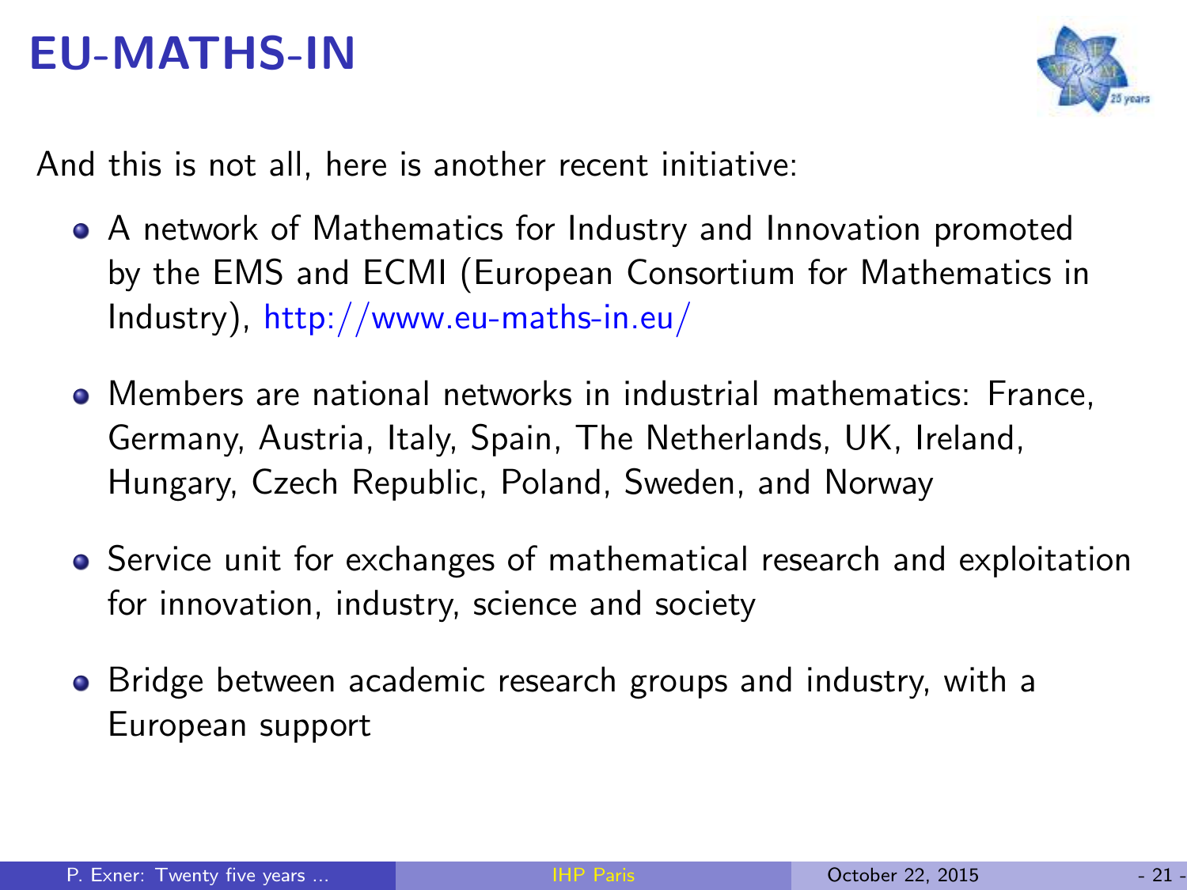# EU-MATHS-IN

And this is not all, here is another recent initiative:

- A network of Mathematics for Industry and Innovation promoted by the EMS and ECMI (European Consortium for Mathematics in Industry), http://www.eu-maths-in.eu/
- Members are national networks in industrial mathematics: France, Germany, Austria, Italy, Spain, The Netherlands, UK, Ireland, Hungary, Czech Republic, Poland, Sweden, and Norway
- Service unit for exchanges of mathematical research and exploitation for innovation, industry, science and society
- Bridge between academic research groups and industry, with a European support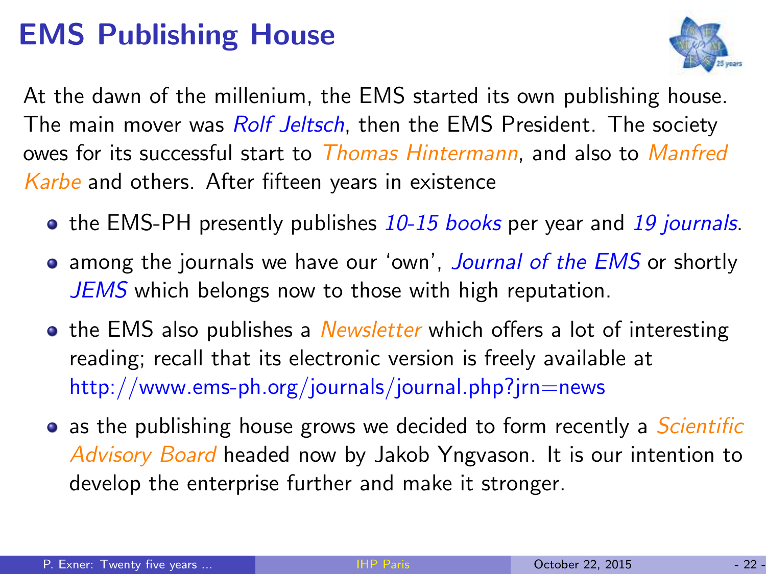# EMS Publishing House

At the dawn of the millenium, the EMS started its own publishing house. The main mover was *Rolf Jeltsch*, then the EMS President. The society owes for its successful start to *Thomas Hintermann*, and also to *Manfred Karbe* and others. After fifteen years in existence

- the EMS-PH presently publishes *10-15 books* per year and *19 journals*.
- among the journals we have our 'own', *Journal of the EMS* or shortly *JEMS* which belongs now to those with high reputation.
- the EMS also publishes a *Newsletter* which offers a lot of interesting reading; recall that its electronic version is freely available at http://www.ems-ph.org/journals/journal.php?jrn=news
- as the publishing house grows we decided to form recently a *Scientific Advisory Board* headed now by Jakob Yngvason. It is our intention to develop the enterprise further and make it stronger.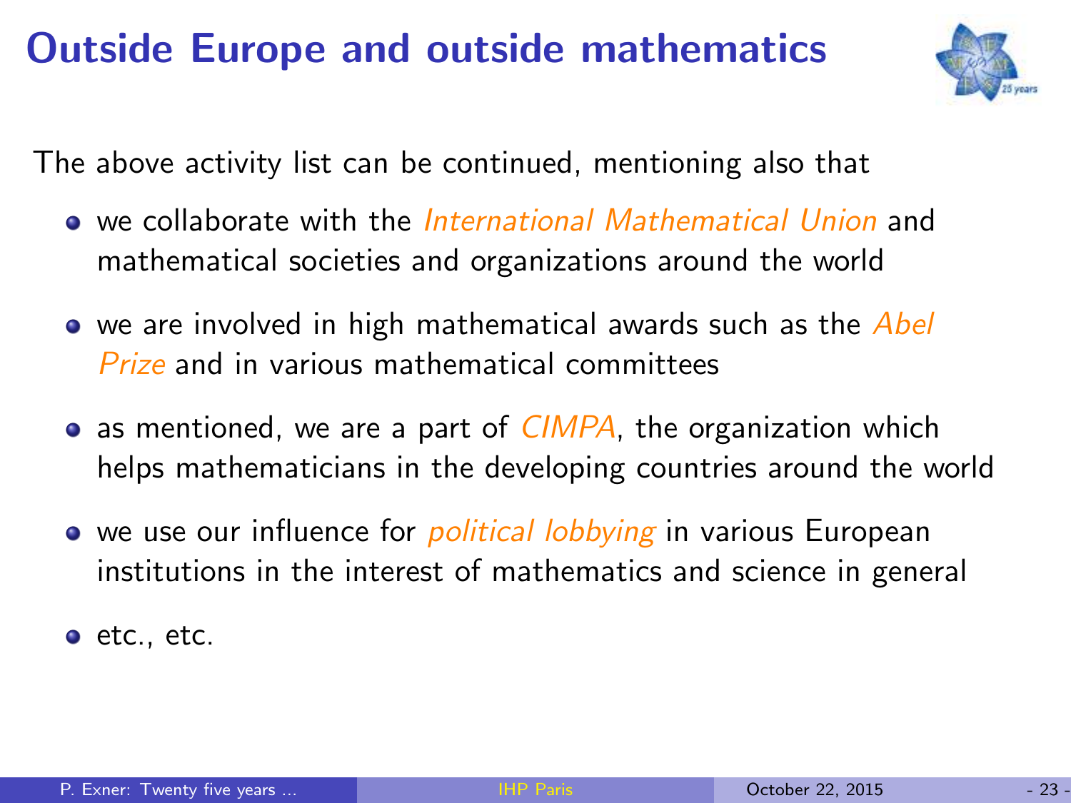# Outside Europe and outside mathematics

The above activity list can be continued, mentioning also that

- we collaborate with the *International Mathematical Union* and mathematical societies and organizations around the world
- we are involved in high mathematical awards such as the *Abel Prize* and in various mathematical committees
- as mentioned, we are a part of *CIMPA*, the organization which helps mathematicians in the developing countries around the world
- we use our influence for *political lobbying* in various European institutions in the interest of mathematics and science in general
- etc., etc.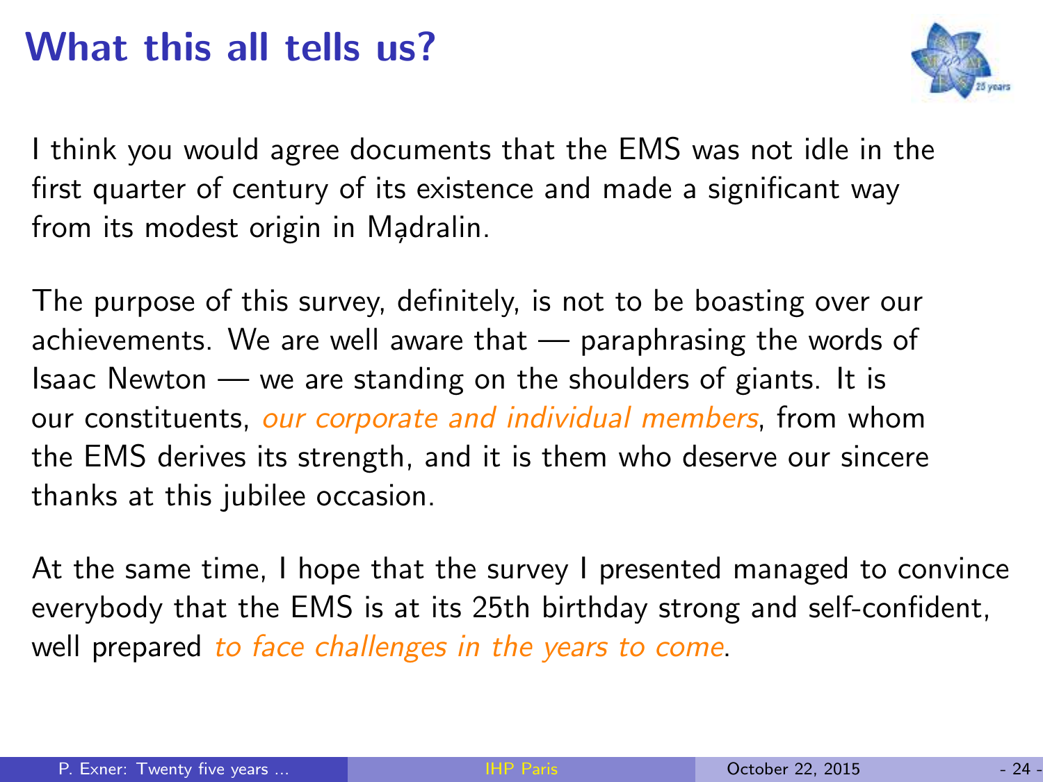# What this all tells us?

I think you would agree documents that the EMS was not idle in the first quarter of century of its existence and made a significant way from its modest origin in Mądralin.

The purpose of this survey, definitely, is not to be boasting over our achievements. We are well aware that — paraphrasing the words of Isaac Newton — we are standing on the shoulders of giants. It is our constituents, *our corporate and individual members*, from whom the EMS derives its strength, and it is them who deserve our sincere thanks at this jubilee occasion.

At the same time, I hope that the survey I presented managed to convince everybody that the EMS is at its 25th birthday strong and self-confident, well prepared *to face challenges in the years to come*.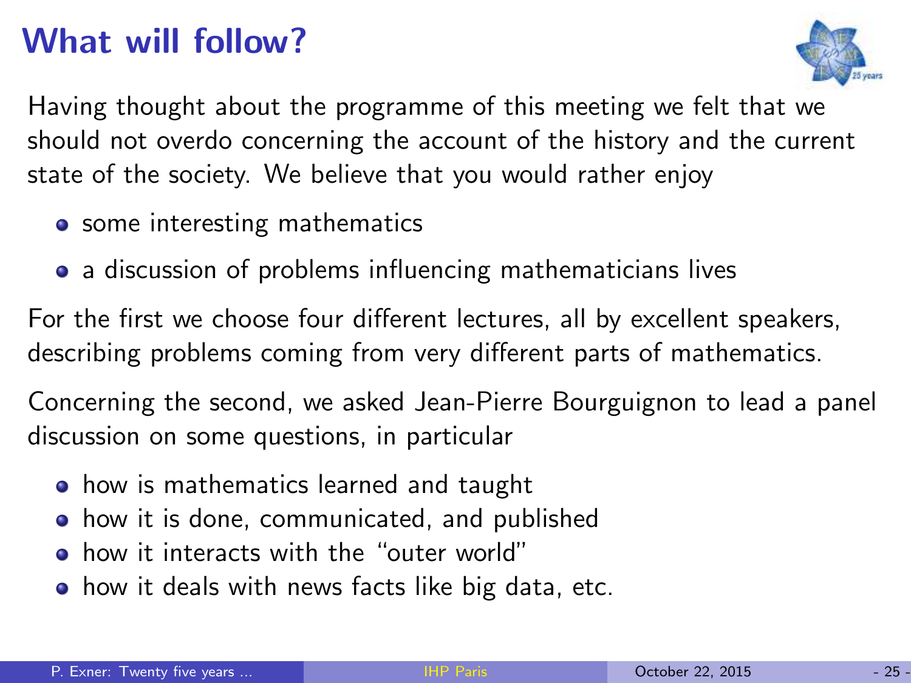# What will follow?

Having thought about the programme of this meeting we felt that we should not overdo concerning the account of the history and the current state of the society. We believe that you would rather enjoy

- some interesting mathematics
- a discussion of problems influencing mathematicians lives

For the first we choose four different lectures, all by excellent speakers, describing problems coming from very different parts of mathematics.

Concerning the second, we asked Jean-Pierre Bourguignon to lead a panel discussion on some questions, in particular

- how is mathematics learned and taught
- how it is done, communicated, and published
- how it interacts with the "outer world"
- how it deals with news facts like big data, etc.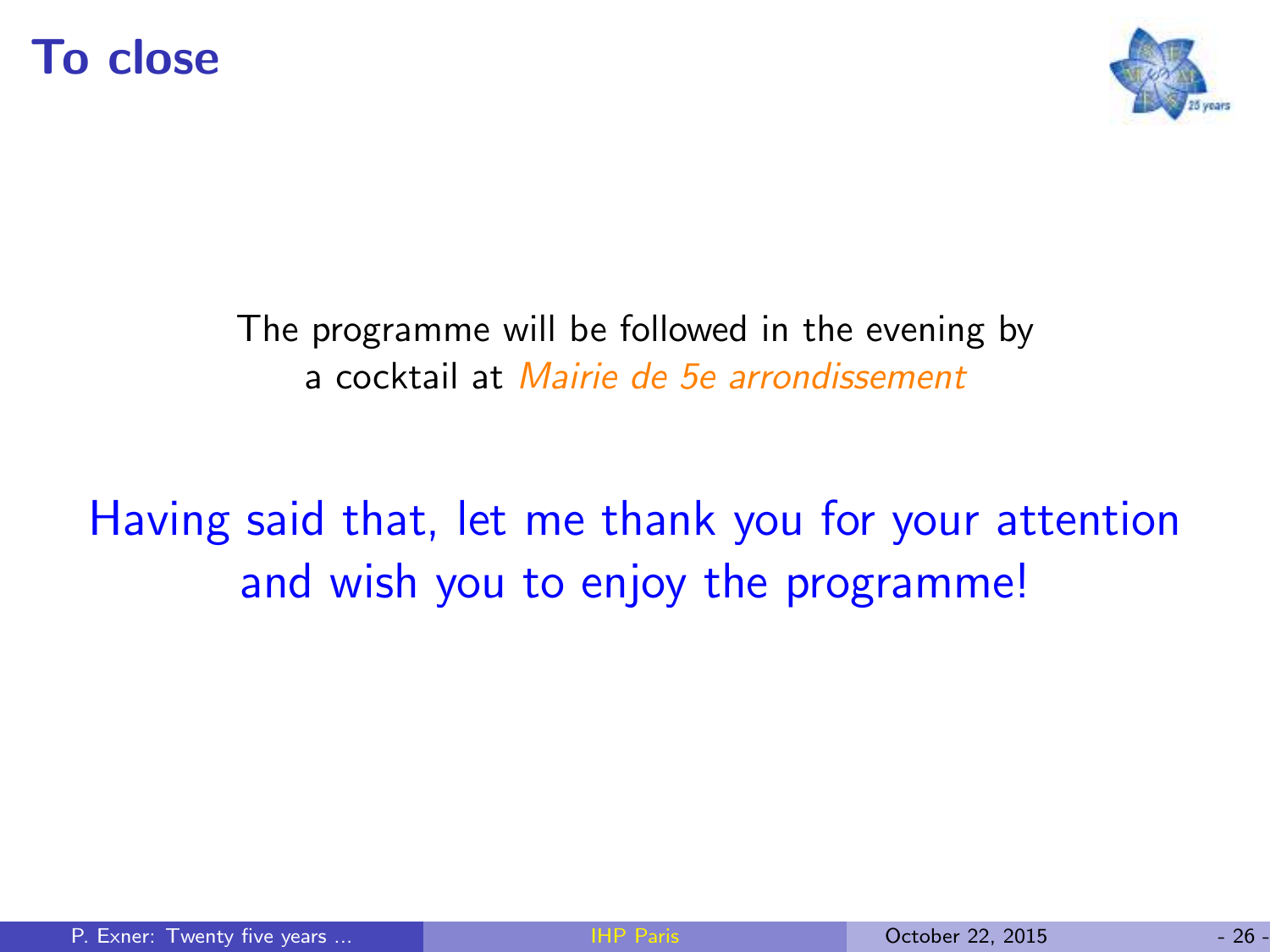# To close

The programme will be followed in the evening by a cocktail at *Mairie de 5e arrondissement*

Having said that, let me thank you for your attention and wish you to enjoy the programme!